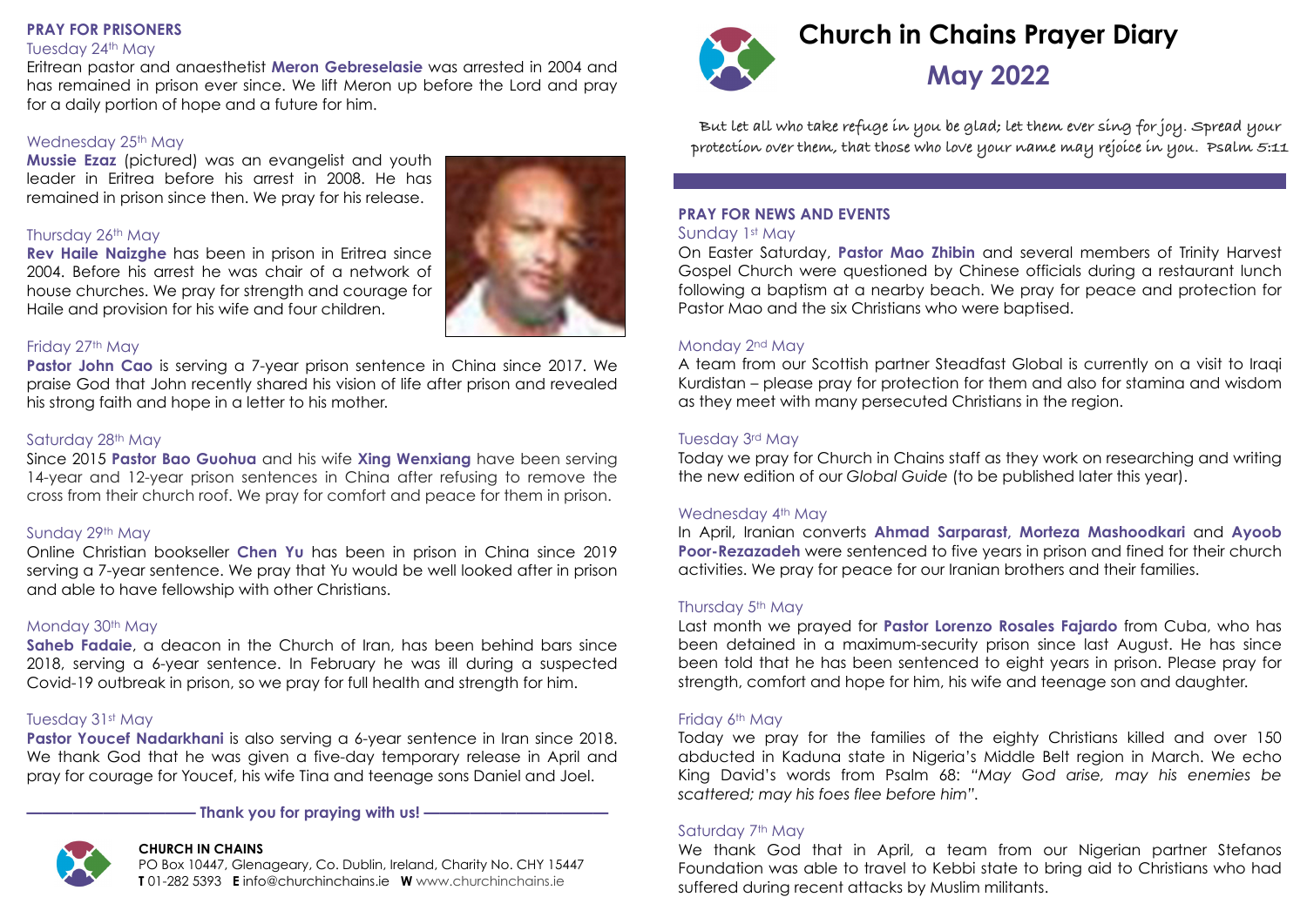# Church in Chains Prayer Diary

## May 2022

*But let all who take refuge in you be glad; let them ever sing for joy. Spread your protection over them, that those who love your name may rejoice in you. Psalm 5:11*

### PRAY FOR NEWS AND EVENTS

Sunday 1st May

On Easter Saturday, **Pastor Mao Zhibin** and several members of Trinity Harvest Gospel Church were questioned by Chinese officials during a restaurant lunch following a baptism at a nearby beach. We pray for peace and protection for Pastor Mao and the six Christians who were baptised.

Monday 2nd May

A team from our Scottish partner Steadfast Global is currently on a visit to Iraqi Kurdistan – please pray for protection for them and also for stamina and wisdom as they meet with many persecuted Christians in the region.

Tuesday 3rd May

Today we pray for Church in Chains staff as they work on researching and writing the new edition of our *Global Guide* (to be published later this year).

Wednesday 4th May

In April, Iranian converts **Ahmad Sarparast, Morteza Mashoodkari** and **Ayoob Poor-Rezazadeh** were sentenced to five years in prison and fined for their church activities. We pray for peace for our Iranian brothers and their families.

Thursday 5th May

Last month we prayed for **Pastor Lorenzo Rosales Fajardo** from Cuba, who has been detained in a maximum-security prison since last August. He has since been told that he has been sentenced to eight years in prison. Please pray for strength, comfort and hope for him, his wife and teenage son and daughter.

Friday 6th May

Today we pray for the families of the eighty Christians killed and over 150 abducted in Kaduna state in Nigeria's Middle Belt region in March. We echo King David's words from Psalm 68: *"May God arise, may his enemies be scattered; may his foes flee before him"*.

Saturday 7th May

We thank God that in April, a team from our Nigerian partner Stefanos Foundation was able to travel to Kebbi state to bring aid to Christians who had suffered during recent attacks by Muslim militants.

### PRAY FOR PRISONERS

Tuesday 24th May

Eritrean pastor and anaesthetist **Meron Gebreselasie** was arrested in 2004 and has remained in prison ever since. We lift Meron up before the Lord and pray for a daily portion of hope and a future for him.

Wednesday 25th May

**Mussie Ezaz** (pictured) was an evangelist and youth leader in Eritrea before his arrest in 2008. He has remained in prison since then. We pray for his release.

Thursday 26th May

**Rev Haile Naizghe** has been in prison in Eritrea since 2004. Before his arrest he was chair of a network of house churches. We pray for strength and courage for Haile and provision for his wife and four children.

Friday 27th May

**Pastor John Cao** is serving a 7-year prison sentence in China since 2017. We praise God that John recently shared his vision of life after prison and revealed his strong faith and hope in a letter to his mother.

Saturday 28th May

Since 2015 **Pastor Bao Guohua** and his wife **Xing Wenxiang** have been serving 14-year and 12-year prison sentences in China after refusing to remove the cross from their church roof. We pray for comfort and peace for them in prison.

Sunday 29th May

Online Christian bookseller **Chen Yu** has been in prison in China since 2019 serving a 7-year sentence. We pray that Yu would be well looked after in prison and able to have fellowship with other Christians.

Monday 30th May

**Saheb Fadaie**, a deacon in the Church of Iran, has been behind bars since 2018, serving a 6-year sentence. In February he was ill during a suspected Covid-19 outbreak in prison, so we pray for full health and strength for him.

Tuesday 31st May

**Pastor Youcef Nadarkhani** is also serving a 6-year sentence in Iran since 2018. We thank God that he was given a five-day temporary release in April and pray for courage for Youcef, his wife Tina and teenage sons Daniel and Joel.

**Thank you for praying with us!**

**CHURCH IN CHAINS**
PO Box 10447, Glenageary, Co. Dublin, Ireland, Charity No. CHY 15447
**T** 01-282 5393 **E** info@churchinchains.ie **W** www.churchinchains.ie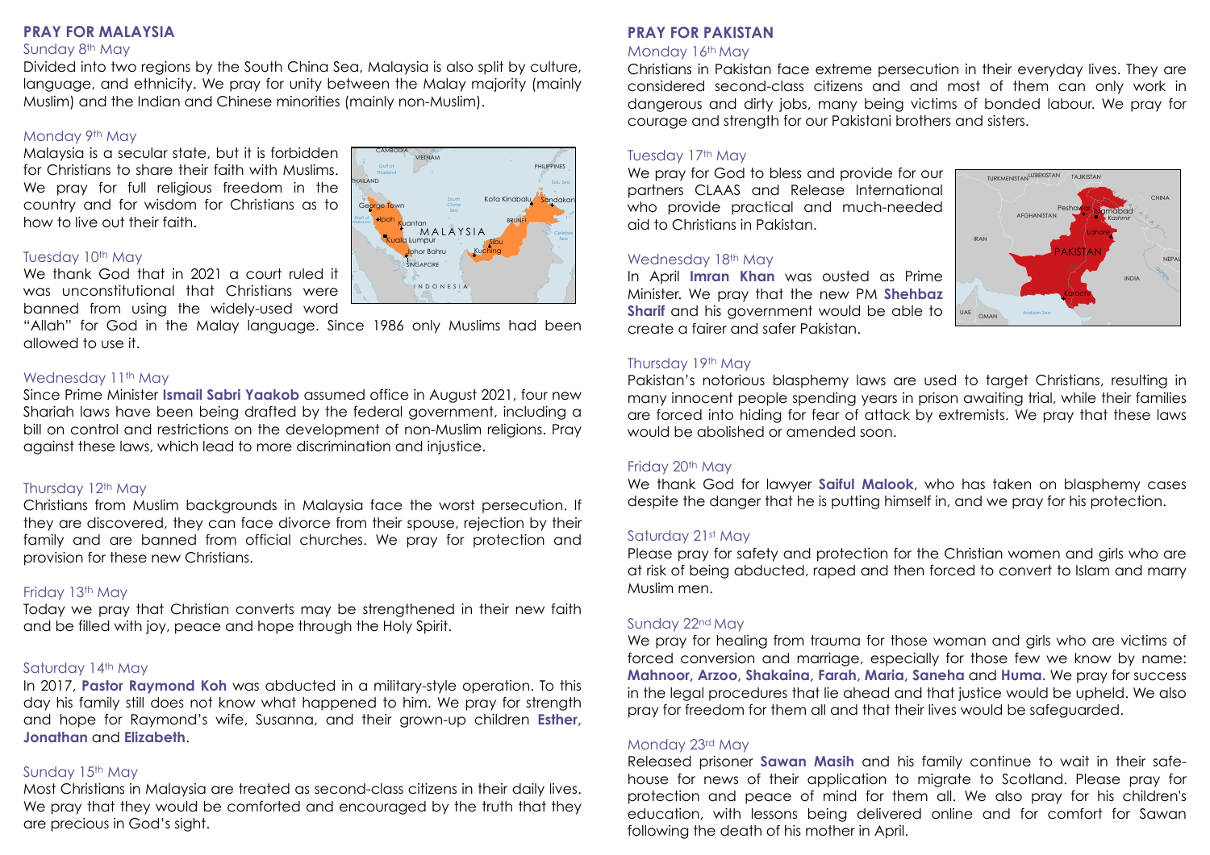## PRAY FOR MALAYSIA

### Sunday 8th May

Divided into two regions by the South China Sea, Malaysia is also split by culture, language, and ethnicity. We pray for unity between the Malay majority (mainly Muslim) and the Indian and Chinese minorities (mainly non-Muslim).

### Monday 9th May

Malaysia is a secular state, but it is forbidden for Christians to share their faith with Muslims. We pray for full religious freedom in the country and for wisdom for Christians as to how to live out their faith.

### Tuesday 10th May

We thank God that in 2021 a court ruled it was unconstitutional that Christians were banned from using the widely-used word "Allah" for God in the Malay language. Since 1986 only Muslims had been allowed to use it.

### Wednesday 11th May

Since Prime Minister **Ismail Sabri Yaakob** assumed office in August 2021, four new Shariah laws have been being drafted by the federal government, including a bill on control and restrictions on the development of non-Muslim religions. Pray against these laws, which lead to more discrimination and injustice.

### Thursday 12th May

Christians from Muslim backgrounds in Malaysia face the worst persecution. If they are discovered, they can face divorce from their spouse, rejection by their family and are banned from official churches. We pray for protection and provision for these new Christians.

### Friday 13th May

Today we pray that Christian converts may be strengthened in their new faith and be filled with joy, peace and hope through the Holy Spirit.

### Saturday 14th May

In 2017, **Pastor Raymond Koh** was abducted in a military-style operation. To this day his family still does not know what happened to him. We pray for strength and hope for Raymond's wife, Susanna, and their grown-up children **Esther, Jonathan** and **Elizabeth**.

### Sunday 15th May

Most Christians in Malaysia are treated as second-class citizens in their daily lives. We pray that they would be comforted and encouraged by the truth that they are precious in God's sight.

## PRAY FOR PAKISTAN

### Monday 16th May

Christians in Pakistan face extreme persecution in their everyday lives. They are considered second-class citizens and and most of them can only work in dangerous and dirty jobs, many being victims of bonded labour. We pray for courage and strength for our Pakistani brothers and sisters.

### Tuesday 17th May

We pray for God to bless and provide for our partners CLAAS and Release International who provide practical and much-needed aid to Christians in Pakistan.

### Wednesday 18th May

In April **Imran Khan** was ousted as Prime Minister. We pray that the new PM **Shehbaz Sharif** and his government would be able to create a fairer and safer Pakistan.

### Thursday 19th May

Pakistan's notorious blasphemy laws are used to target Christians, resulting in many innocent people spending years in prison awaiting trial, while their families are forced into hiding for fear of attack by extremists. We pray that these laws would be abolished or amended soon.

### Friday 20th May

We thank God for lawyer **Saiful Malook**, who has taken on blasphemy cases despite the danger that he is putting himself in, and we pray for his protection.

### Saturday 21st May

Please pray for safety and protection for the Christian women and girls who are at risk of being abducted, raped and then forced to convert to Islam and marry Muslim men.

### Sunday 22nd May

We pray for healing from trauma for those woman and girls who are victims of forced conversion and marriage, especially for those few we know by name: **Mahnoor, Arzoo, Shakaina, Farah, Maria, Saneha** and **Huma.** We pray for success in the legal procedures that lie ahead and that justice would be upheld. We also pray for freedom for them all and that their lives would be safeguarded.

### Monday 23rd May

Released prisoner **Sawan Masih** and his family continue to wait in their safe-house for news of their application to migrate to Scotland. Please pray for protection and peace of mind for them all. We also pray for his children's education, with lessons being delivered online and for comfort for Sawan following the death of his mother in April.